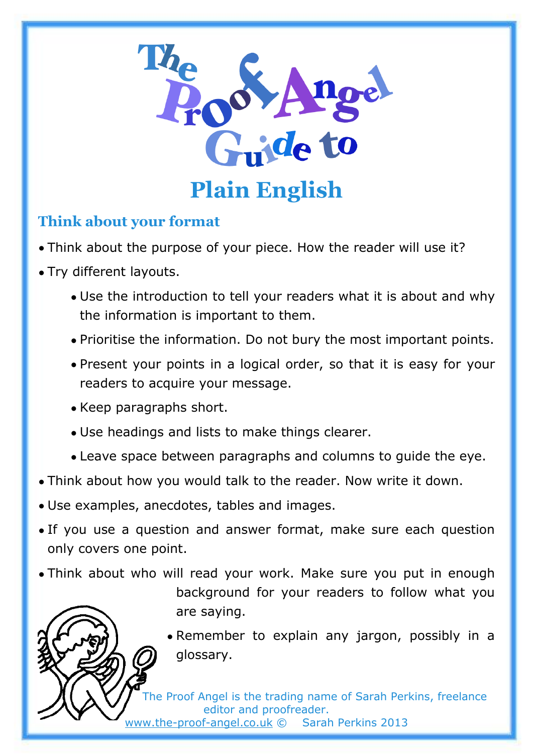# The Proof Angel Guide to

# Plain English

## Think about your format

- Think about the purpose of your piece. How the reader will use it?
- Try different layouts.
    - Use the introduction to tell your readers what it is about and why the information is important to them.
    - Prioritise the information. Do not bury the most important points.
    - Present your points in a logical order, so that it is easy for your readers to acquire your message.
    - Keep paragraphs short.
    - Use headings and lists to make things clearer.
    - Leave space between paragraphs and columns to guide the eye.
- Think about how you would talk to the reader. Now write it down.
- Use examples, anecdotes, tables and images.
- If you use a question and answer format, make sure each question only covers one point.
- Think about who will read your work. Make sure you put in enough background for your readers to follow what you are saying.
    - Remember to explain any jargon, possibly in a glossary.

The Proof Angel is the trading name of Sarah Perkins, freelance editor and proofreader.
www.the-proof-angel.co.uk © Sarah Perkins 2013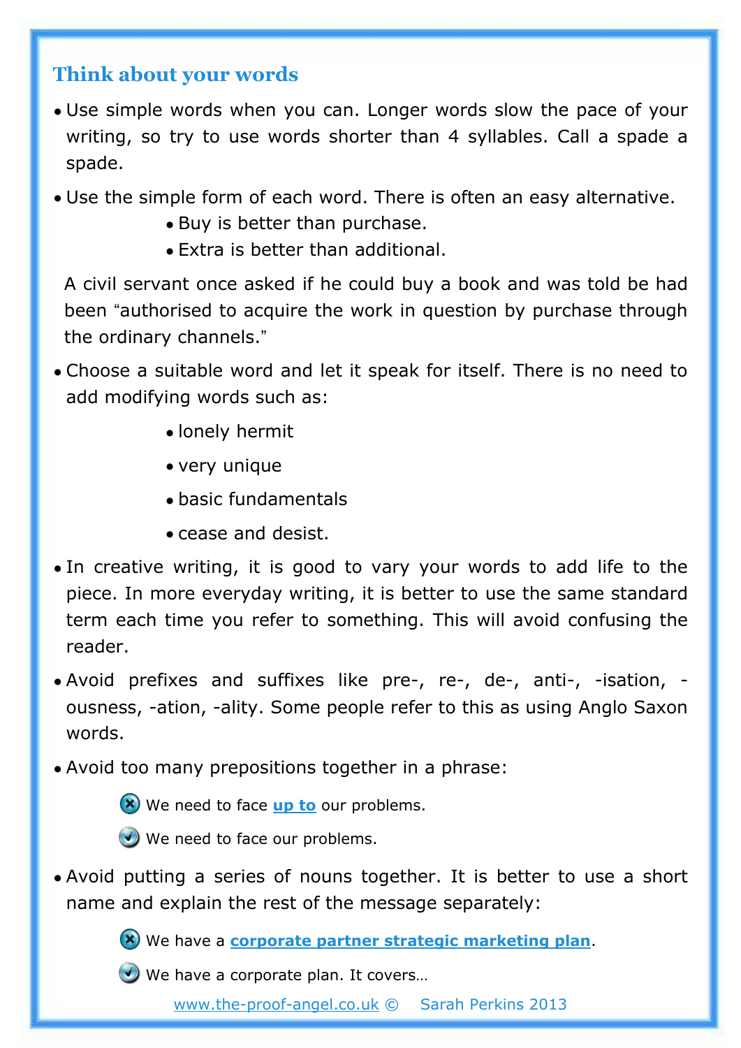## Think about your words

- Use simple words when you can. Longer words slow the pace of your writing, so try to use words shorter than 4 syllables. Call a spade a spade.
- Use the simple form of each word. There is often an easy alternative.
    - Buy is better than purchase.
    - Extra is better than additional.

A civil servant once asked if he could buy a book and was told be had been "authorised to acquire the work in question by purchase through the ordinary channels."

- Choose a suitable word and let it speak for itself. There is no need to add modifying words such as:
    - lonely hermit
    - very unique
    - basic fundamentals
    - cease and desist.
- In creative writing, it is good to vary your words to add life to the piece. In more everyday writing, it is better to use the same standard term each time you refer to something. This will avoid confusing the reader.
- Avoid prefixes and suffixes like pre-, re-, de-, anti-, -isation, -ousness, -ation, -ality. Some people refer to this as using Anglo Saxon words.
- Avoid too many prepositions together in a phrase:

    ✗ We need to face **up to** our problems.

    ✓ We need to face our problems.

- Avoid putting a series of nouns together. It is better to use a short name and explain the rest of the message separately:

    ✗ We have a **corporate partner strategic marketing plan**.

    ✓ We have a corporate plan. It covers…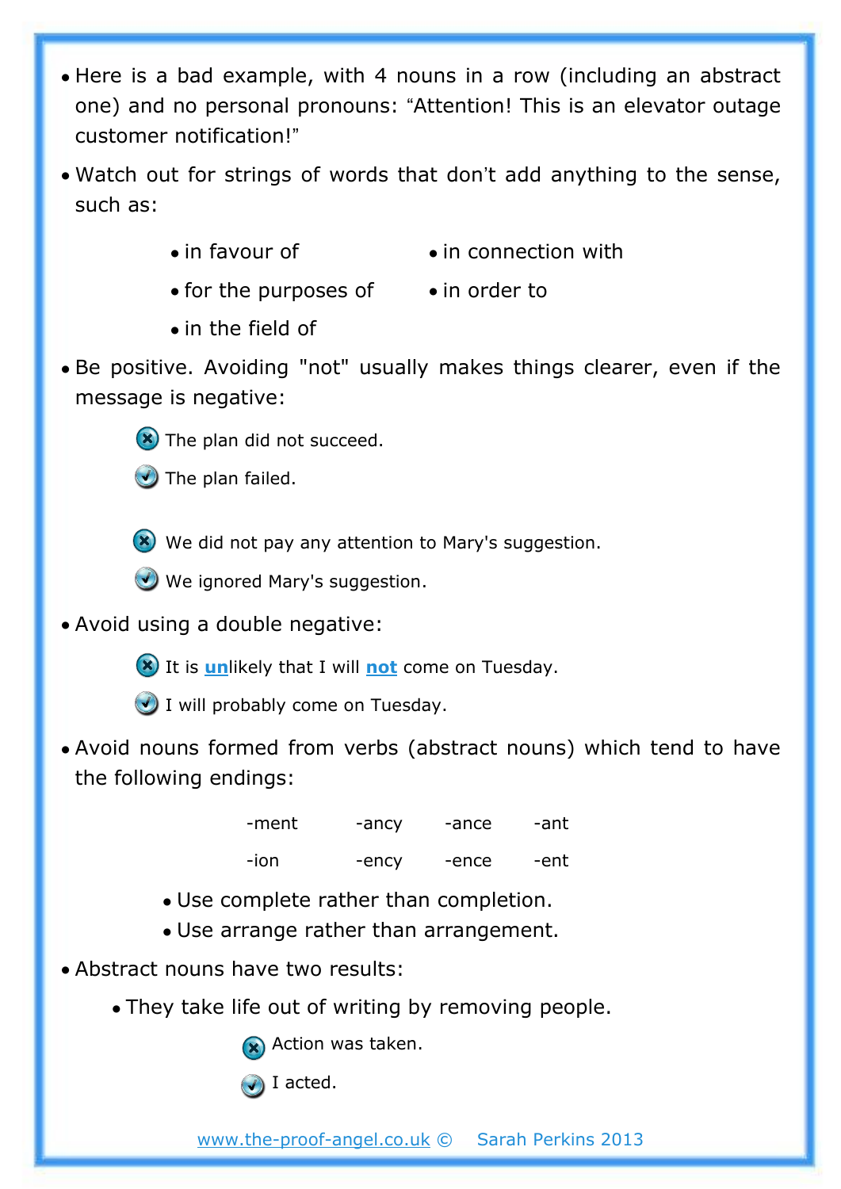- Here is a bad example, with 4 nouns in a row (including an abstract one) and no personal pronouns: “Attention! This is an elevator outage customer notification!”
- Watch out for strings of words that don’t add anything to the sense, such as:
  - in favour of
  - in connection with
  - for the purposes of
  - in order to
  - in the field of
- Be positive. Avoiding "not" usually makes things clearer, even if the message is negative:

  ✗ The plan did not succeed.

  ✓ The plan failed.

  ✗ We did not pay any attention to Mary's suggestion.

  ✓ We ignored Mary's suggestion.

- Avoid using a double negative:

  ✗ It is **un**likely that I will **not** come on Tuesday.

  ✓ I will probably come on Tuesday.

- Avoid nouns formed from verbs (abstract nouns) which tend to have the following endings:

  | | | | |
  |---|---|---|---|
  | -ment | -ancy | -ance | -ant |
  | -ion | -ency | -ence | -ent |

  - Use complete rather than completion.
  - Use arrange rather than arrangement.
- Abstract nouns have two results:
  - They take life out of writing by removing people.

    ✗ Action was taken.

    ✓ I acted.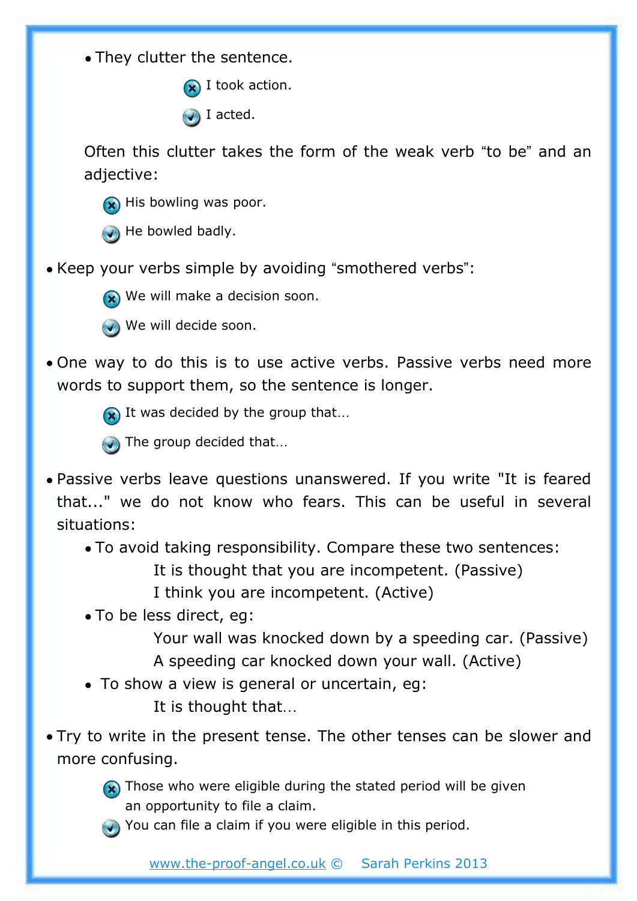- They clutter the sentence.

  ✗ I took action.

  ✓ I acted.

  Often this clutter takes the form of the weak verb "to be" and an adjective:

  ✗ His bowling was poor.

  ✓ He bowled badly.

- Keep your verbs simple by avoiding "smothered verbs":

  ✗ We will make a decision soon.

  ✓ We will decide soon.

- One way to do this is to use active verbs. Passive verbs need more words to support them, so the sentence is longer.

  ✗ It was decided by the group that…

  ✓ The group decided that…

- Passive verbs leave questions unanswered. If you write "It is feared that..." we do not know who fears. This can be useful in several situations:
  - To avoid taking responsibility. Compare these two sentences:

    It is thought that you are incompetent. (Passive)

    I think you are incompetent. (Active)
  - To be less direct, eg:

    Your wall was knocked down by a speeding car. (Passive)

    A speeding car knocked down your wall. (Active)
  - To show a view is general or uncertain, eg:

    It is thought that…

- Try to write in the present tense. The other tenses can be slower and more confusing.

  ✗ Those who were eligible during the stated period will be given an opportunity to file a claim.

  ✓ You can file a claim if you were eligible in this period.

www.the-proof-angel.co.uk © Sarah Perkins 2013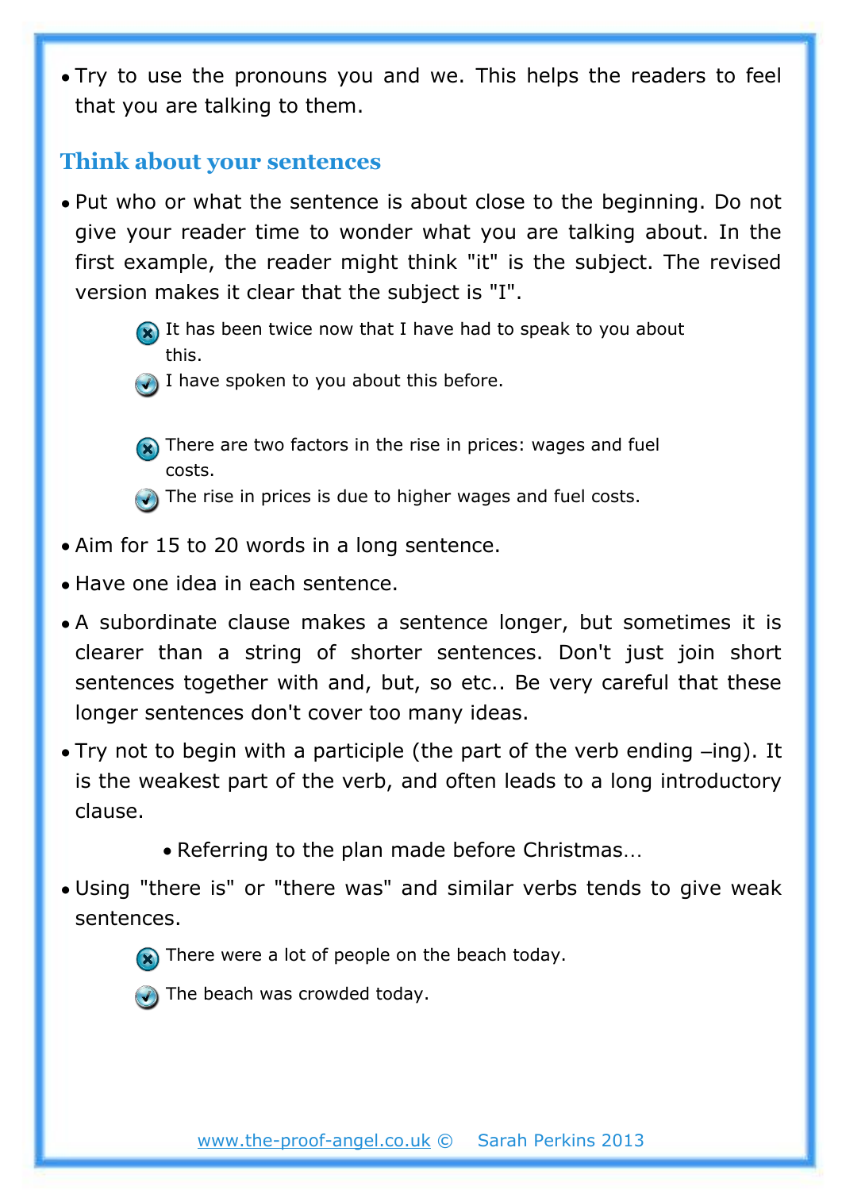- Try to use the pronouns you and we. This helps the readers to feel that you are talking to them.

## Think about your sentences

- Put who or what the sentence is about close to the beginning. Do not give your reader time to wonder what you are talking about. In the first example, the reader might think "it" is the subject. The revised version makes it clear that the subject is "I".

  ✗ It has been twice now that I have had to speak to you about this.
  
  ✓ I have spoken to you about this before.

  ✗ There are two factors in the rise in prices: wages and fuel costs.
  
  ✓ The rise in prices is due to higher wages and fuel costs.

- Aim for 15 to 20 words in a long sentence.
- Have one idea in each sentence.
- A subordinate clause makes a sentence longer, but sometimes it is clearer than a string of shorter sentences. Don't just join short sentences together with and, but, so etc.. Be very careful that these longer sentences don't cover too many ideas.
- Try not to begin with a participle (the part of the verb ending –ing). It is the weakest part of the verb, and often leads to a long introductory clause.
  - Referring to the plan made before Christmas…
- Using "there is" or "there was" and similar verbs tends to give weak sentences.

  ✗ There were a lot of people on the beach today.
  
  ✓ The beach was crowded today.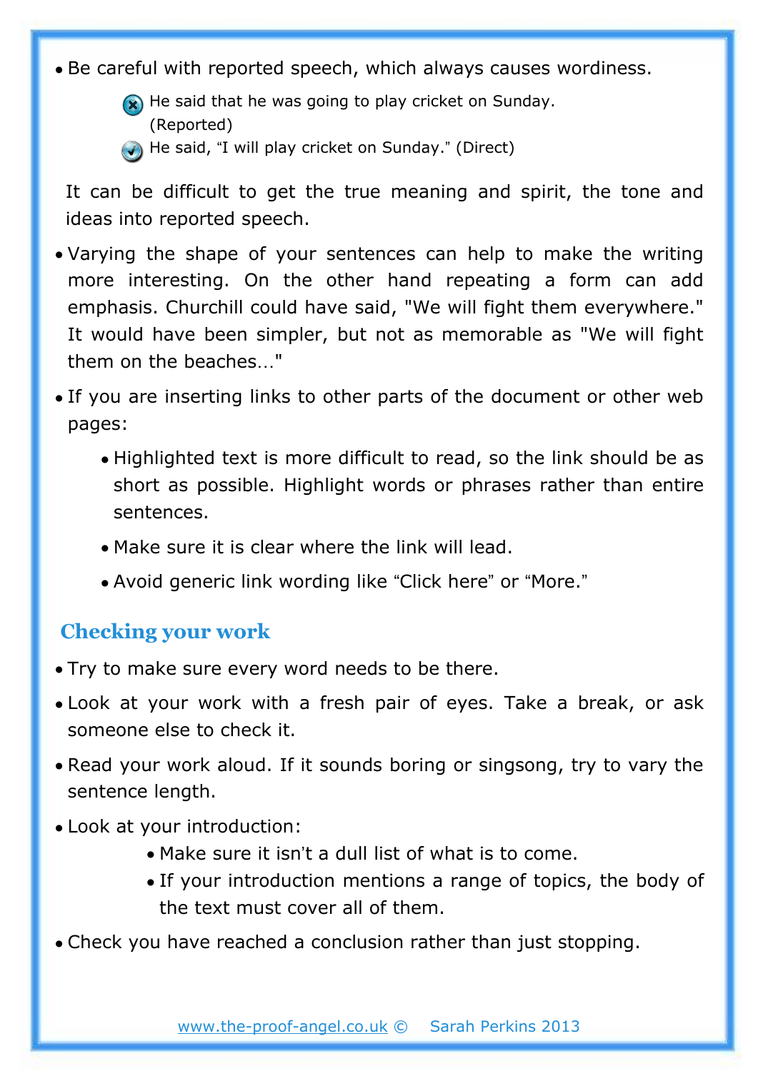- Be careful with reported speech, which always causes wordiness.

  ✗ He said that he was going to play cricket on Sunday. (Reported)

  ✓ He said, “I will play cricket on Sunday.” (Direct)

  It can be difficult to get the true meaning and spirit, the tone and ideas into reported speech.

- Varying the shape of your sentences can help to make the writing more interesting. On the other hand repeating a form can add emphasis. Churchill could have said, "We will fight them everywhere." It would have been simpler, but not as memorable as "We will fight them on the beaches…"

- If you are inserting links to other parts of the document or other web pages:
  - Highlighted text is more difficult to read, so the link should be as short as possible. Highlight words or phrases rather than entire sentences.
  - Make sure it is clear where the link will lead.
  - Avoid generic link wording like “Click here” or “More.”

## Checking your work

- Try to make sure every word needs to be there.
- Look at your work with a fresh pair of eyes. Take a break, or ask someone else to check it.
- Read your work aloud. If it sounds boring or singsong, try to vary the sentence length.
- Look at your introduction:
  - Make sure it isn’t a dull list of what is to come.
  - If your introduction mentions a range of topics, the body of the text must cover all of them.
- Check you have reached a conclusion rather than just stopping.

www.the-proof-angel.co.uk © Sarah Perkins 2013